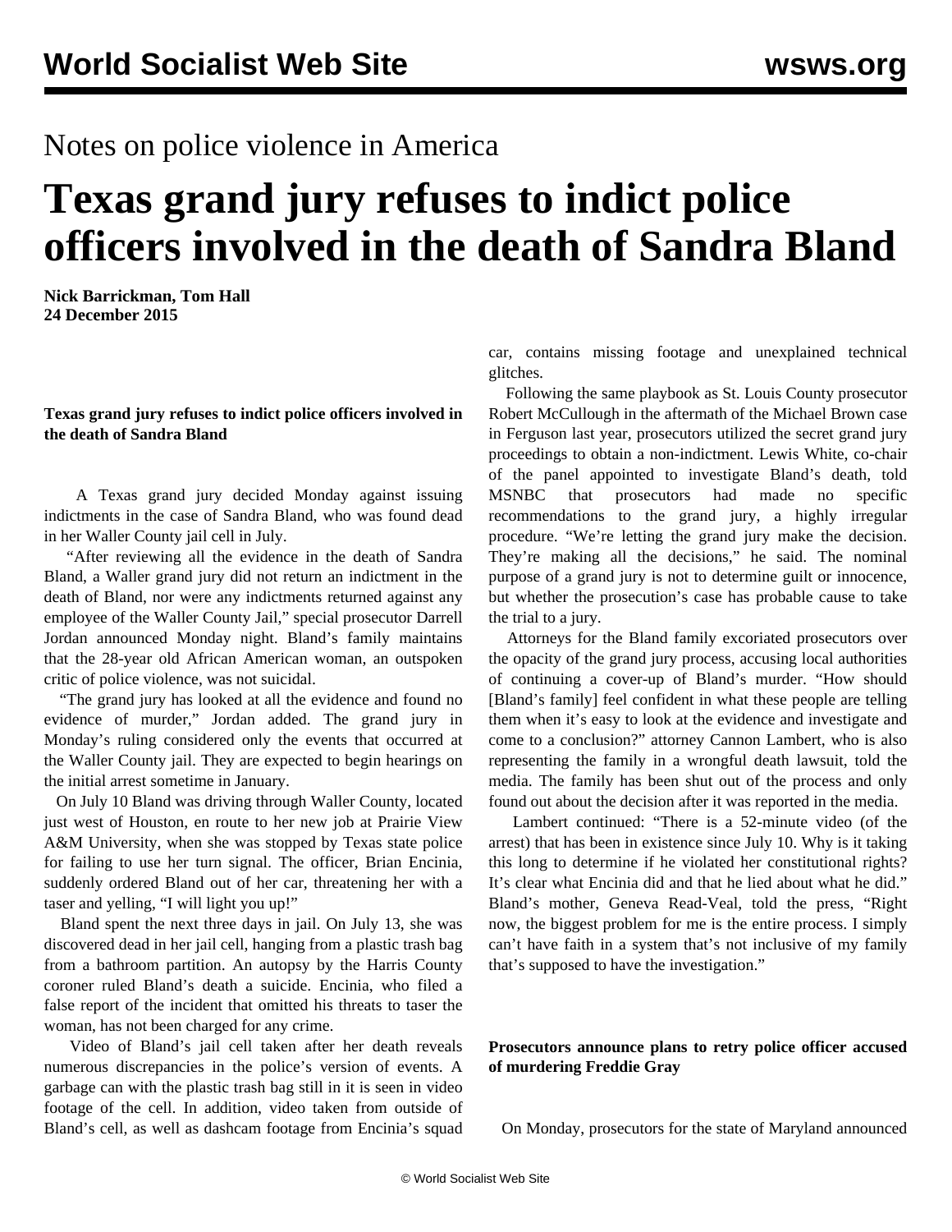Notes on police violence in America

# Texas grand jury refuses to indict police officers involved in the death of Sandra Bland

**Nick Barrickman, Tom Hall**
**24 December 2015**

**Texas grand jury refuses to indict police officers involved in the death of Sandra Bland**

A Texas grand jury decided Monday against issuing indictments in the case of Sandra Bland, who was found dead in her Waller County jail cell in July.

"After reviewing all the evidence in the death of Sandra Bland, a Waller grand jury did not return an indictment in the death of Bland, nor were any indictments returned against any employee of the Waller County Jail," special prosecutor Darrell Jordan announced Monday night. Bland's family maintains that the 28-year old African American woman, an outspoken critic of police violence, was not suicidal.

"The grand jury has looked at all the evidence and found no evidence of murder," Jordan added. The grand jury in Monday's ruling considered only the events that occurred at the Waller County jail. They are expected to begin hearings on the initial arrest sometime in January.

On July 10 Bland was driving through Waller County, located just west of Houston, en route to her new job at Prairie View A&M University, when she was stopped by Texas state police for failing to use her turn signal. The officer, Brian Encinia, suddenly ordered Bland out of her car, threatening her with a taser and yelling, "I will light you up!"

Bland spent the next three days in jail. On July 13, she was discovered dead in her jail cell, hanging from a plastic trash bag from a bathroom partition. An autopsy by the Harris County coroner ruled Bland's death a suicide. Encinia, who filed a false report of the incident that omitted his threats to taser the woman, has not been charged for any crime.

Video of Bland's jail cell taken after her death reveals numerous discrepancies in the police's version of events. A garbage can with the plastic trash bag still in it is seen in video footage of the cell. In addition, video taken from outside of Bland's cell, as well as dashcam footage from Encinia's squad car, contains missing footage and unexplained technical glitches.

Following the same playbook as St. Louis County prosecutor Robert McCullough in the aftermath of the Michael Brown case in Ferguson last year, prosecutors utilized the secret grand jury proceedings to obtain a non-indictment. Lewis White, co-chair of the panel appointed to investigate Bland's death, told MSNBC that prosecutors had made no specific recommendations to the grand jury, a highly irregular procedure. "We're letting the grand jury make the decision. They're making all the decisions," he said. The nominal purpose of a grand jury is not to determine guilt or innocence, but whether the prosecution's case has probable cause to take the trial to a jury.

Attorneys for the Bland family excoriated prosecutors over the opacity of the grand jury process, accusing local authorities of continuing a cover-up of Bland's murder. "How should [Bland's family] feel confident in what these people are telling them when it's easy to look at the evidence and investigate and come to a conclusion?" attorney Cannon Lambert, who is also representing the family in a wrongful death lawsuit, told the media. The family has been shut out of the process and only found out about the decision after it was reported in the media.

Lambert continued: "There is a 52-minute video (of the arrest) that has been in existence since July 10. Why is it taking this long to determine if he violated her constitutional rights? It's clear what Encinia did and that he lied about what he did." Bland's mother, Geneva Read-Veal, told the press, "Right now, the biggest problem for me is the entire process. I simply can't have faith in a system that's not inclusive of my family that's supposed to have the investigation."

**Prosecutors announce plans to retry police officer accused of murdering Freddie Gray**

On Monday, prosecutors for the state of Maryland announced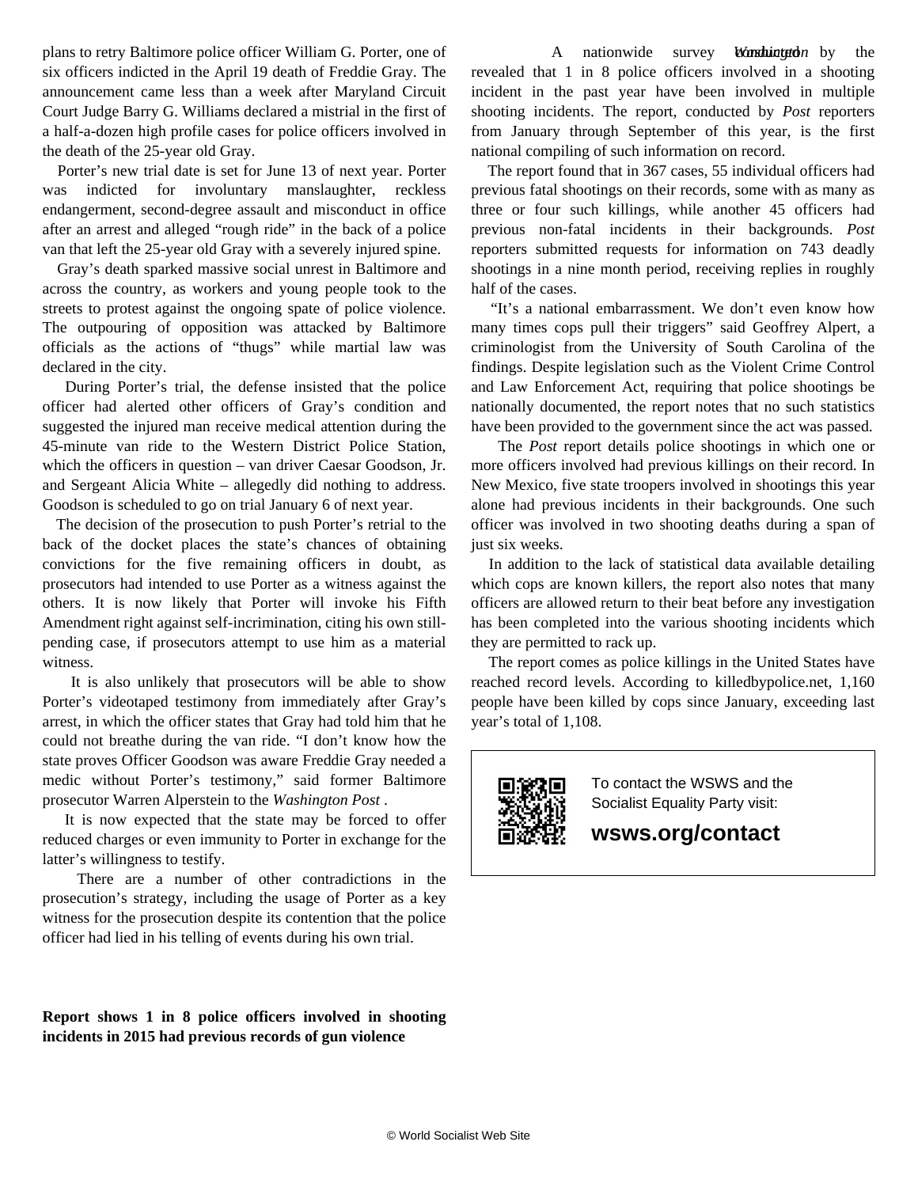plans to retry Baltimore police officer William G. Porter, one of six officers indicted in the April 19 death of Freddie Gray. The announcement came less than a week after Maryland Circuit Court Judge Barry G. Williams declared a mistrial in the first of a half-a-dozen high profile cases for police officers involved in the death of the 25-year old Gray.

Porter's new trial date is set for June 13 of next year. Porter was indicted for involuntary manslaughter, reckless endangerment, second-degree assault and misconduct in office after an arrest and alleged "rough ride" in the back of a police van that left the 25-year old Gray with a severely injured spine.

Gray's death sparked massive social unrest in Baltimore and across the country, as workers and young people took to the streets to protest against the ongoing spate of police violence. The outpouring of opposition was attacked by Baltimore officials as the actions of "thugs" while martial law was declared in the city.

During Porter's trial, the defense insisted that the police officer had alerted other officers of Gray's condition and suggested the injured man receive medical attention during the 45-minute van ride to the Western District Police Station, which the officers in question – van driver Caesar Goodson, Jr. and Sergeant Alicia White – allegedly did nothing to address. Goodson is scheduled to go on trial January 6 of next year.

The decision of the prosecution to push Porter's retrial to the back of the docket places the state's chances of obtaining convictions for the five remaining officers in doubt, as prosecutors had intended to use Porter as a witness against the others. It is now likely that Porter will invoke his Fifth Amendment right against self-incrimination, citing his own still-pending case, if prosecutors attempt to use him as a material witness.

It is also unlikely that prosecutors will be able to show Porter's videotaped testimony from immediately after Gray's arrest, in which the officer states that Gray had told him that he could not breathe during the van ride. "I don't know how the state proves Officer Goodson was aware Freddie Gray needed a medic without Porter's testimony," said former Baltimore prosecutor Warren Alperstein to the *Washington Post* .

It is now expected that the state may be forced to offer reduced charges or even immunity to Porter in exchange for the latter's willingness to testify.

There are a number of other contradictions in the prosecution's strategy, including the usage of Porter as a key witness for the prosecution despite its contention that the police officer had lied in his telling of events during his own trial.

**Report shows 1 in 8 police officers involved in shooting incidents in 2015 had previous records of gun violence**

A nationwide survey conducted by the *Washington* revealed that 1 in 8 police officers involved in a shooting incident in the past year have been involved in multiple shooting incidents. The report, conducted by *Post* reporters from January through September of this year, is the first national compiling of such information on record.

The report found that in 367 cases, 55 individual officers had previous fatal shootings on their records, some with as many as three or four such killings, while another 45 officers had previous non-fatal incidents in their backgrounds. *Post* reporters submitted requests for information on 743 deadly shootings in a nine month period, receiving replies in roughly half of the cases.

"It's a national embarrassment. We don't even know how many times cops pull their triggers" said Geoffrey Alpert, a criminologist from the University of South Carolina of the findings. Despite legislation such as the Violent Crime Control and Law Enforcement Act, requiring that police shootings be nationally documented, the report notes that no such statistics have been provided to the government since the act was passed.

The *Post* report details police shootings in which one or more officers involved had previous killings on their record. In New Mexico, five state troopers involved in shootings this year alone had previous incidents in their backgrounds. One such officer was involved in two shooting deaths during a span of just six weeks.

In addition to the lack of statistical data available detailing which cops are known killers, the report also notes that many officers are allowed return to their beat before any investigation has been completed into the various shooting incidents which they are permitted to rack up.

The report comes as police killings in the United States have reached record levels. According to killedbypolice.net, 1,160 people have been killed by cops since January, exceeding last year's total of 1,108.

To contact the WSWS and the Socialist Equality Party visit:

**wsws.org/contact**